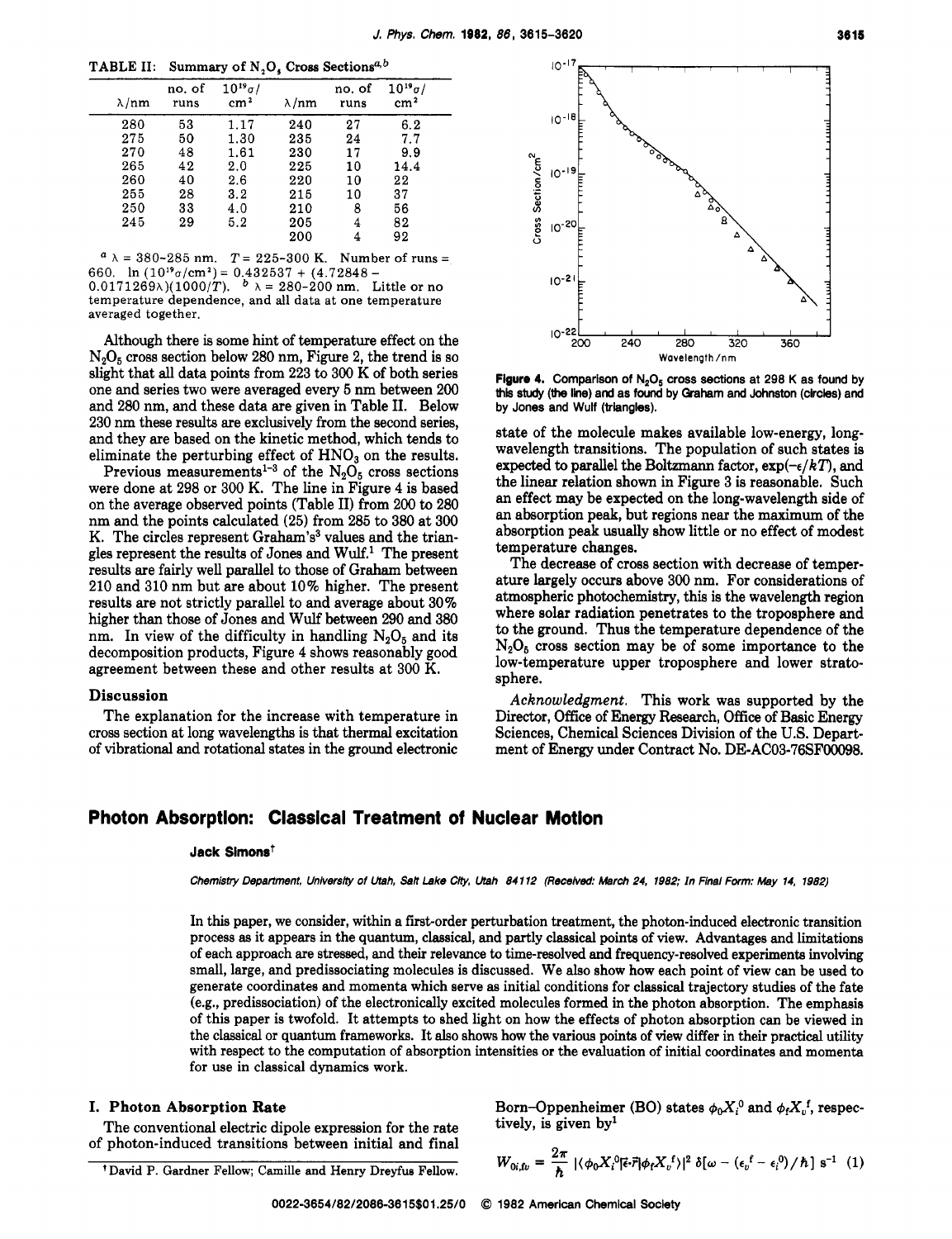TABLE II: Summary of $N_2O_5$ Cross Sections[a,b]

| $\lambda$/nm | no. of runs | $10^{19}\sigma$/ $cm^2$ | $\lambda$/nm | no. of runs | $10^{19}\sigma$/ $cm^2$ |
|---|---|---|---|---|---|
| 280 | 53 | 1.17 | 240 | 27 | 6.2 |
| 275 | 50 | 1.30 | 235 | 24 | 7.7 |
| 270 | 48 | 1.61 | 230 | 17 | 9.9 |
| 265 | 42 | 2.0 | 225 | 10 | 14.4 |
| 260 | 40 | 2.6 | 220 | 10 | 22 |
| 255 | 28 | 3.2 | 215 | 10 | 37 |
| 250 | 33 | 4.0 | 210 | 8 | 56 |
| 245 | 29 | 5.2 | 205 | 4 | 82 |
| | | | 200 | 4 | 92 |

[a] $\lambda$ = 380–285 nm. $T$ = 225–300 K. Number of runs = 660. $\ln(10^{19}\sigma/cm^2) = 0.432537 + (4.72848 - 0.0171269\lambda)(1000/T)$. [b] $\lambda$ = 280–200 nm. Little or no temperature dependence, and all data at one temperature averaged together.

Although there is some hint of temperature effect on the $N_2O_5$ cross section below 280 nm, Figure 2, the trend is so slight that all data points from 223 to 300 K of both series one and series two were averaged every 5 nm between 200 and 280 nm, and these data are given in Table II. Below 230 nm these results are exclusively from the second series, and they are based on the kinetic method, which tends to eliminate the perturbing effect of $HNO_3$ on the results.

Previous measurements[1-3] of the $N_2O_5$ cross sections were done at 298 or 300 K. The line in Figure 4 is based on the average observed points (Table II) from 200 to 280 nm and the points calculated (25) from 285 to 380 at 300 K. The circles represent Graham's[3] values and the triangles represent the results of Jones and Wulf.[1] The present results are fairly well parallel to those of Graham between 210 and 310 nm but are about 10% higher. The present results are not strictly parallel to and average about 30% higher than those of Jones and Wulf between 290 and 380 nm. In view of the difficulty in handling $N_2O_5$ and its decomposition products, Figure 4 shows reasonably good agreement between these and other results at 300 K.

## Discussion

The explanation for the increase with temperature in cross section at long wavelengths is that thermal excitation of vibrational and rotational states in the ground electronic state of the molecule makes available low-energy, long-wavelength transitions. The population of such states is expected to parallel the Boltzmann factor, $\exp(-\epsilon/kT)$, and the linear relation shown in Figure 3 is reasonable. Such an effect may be expected on the long-wavelength side of an absorption peak, but regions near the maximum of the absorption peak usually show little or no effect of modest temperature changes.

The decrease of cross section with decrease of temperature largely occurs above 300 nm. For considerations of atmospheric photochemistry, this is the wavelength region where solar radiation penetrates to the troposphere and to the ground. Thus the temperature dependence of the $N_2O_5$ cross section may be of some importance to the low-temperature upper troposphere and lower stratosphere.

Cross Section/cm$^2$
$10^{-17}$
$10^{-18}$
$10^{-19}$
$10^{-20}$
$10^{-21}$
$10^{-22}$
200 240 280 320 360
Wavelength/nm

**Figure 4.** Comparison of $N_2O_5$ cross sections at 298 K as found by this study (the line) and as found by Graham and Johnston (circles) and by Jones and Wulf (triangles).

*Acknowledgment.* This work was supported by the Director, Office of Energy Research, Office of Basic Energy Sciences, Chemical Sciences Division of the U.S. Department of Energy under Contract No. DE-AC03-76SF00098.

# Photon Absorption: Classical Treatment of Nuclear Motion

**Jack Simons**[†]

*Chemistry Department, University of Utah, Salt Lake City, Utah 84112 (Received: March 24, 1982; In Final Form: May 14, 1982)*

In this paper, we consider, within a first-order perturbation treatment, the photon-induced electronic transition process as it appears in the quantum, classical, and partly classical points of view. Advantages and limitations of each approach are stressed, and their relevance to time-resolved and frequency-resolved experiments involving small, large, and predissociating molecules is discussed. We also show how each point of view can be used to generate coordinates and momenta which serve as initial conditions for classical trajectory studies of the fate (e.g., predissociation) of the electronically excited molecules formed in the photon absorption. The emphasis of this paper is twofold. It attempts to shed light on how the effects of photon absorption can be viewed in the classical or quantum frameworks. It also shows how the various points of view differ in their practical utility with respect to the computation of absorption intensities or the evaluation of initial coordinates and momenta for use in classical dynamics work.

## I. Photon Absorption Rate

The conventional electric dipole expression for the rate of photon-induced transitions between initial and final Born–Oppenheimer (BO) states $\phi_0 X_i^0$ and $\phi_f X_v^f$, respectively, is given by[1]

$$W_{0i,fv} = \frac{2\pi}{\hbar} |\langle \phi_0 X_i^0 | \vec{\epsilon} \cdot \vec{r} | \phi_f X_v^f \rangle|^2 \, \delta[\omega - (\epsilon_v^f - \epsilon_i^0)/\hbar] \text{ s}^{-1} \quad (1)$$

[†] David P. Gardner Fellow; Camille and Henry Dreyfus Fellow.

0022-3654/82/2086-3615$01.25/0 © 1982 American Chemical Society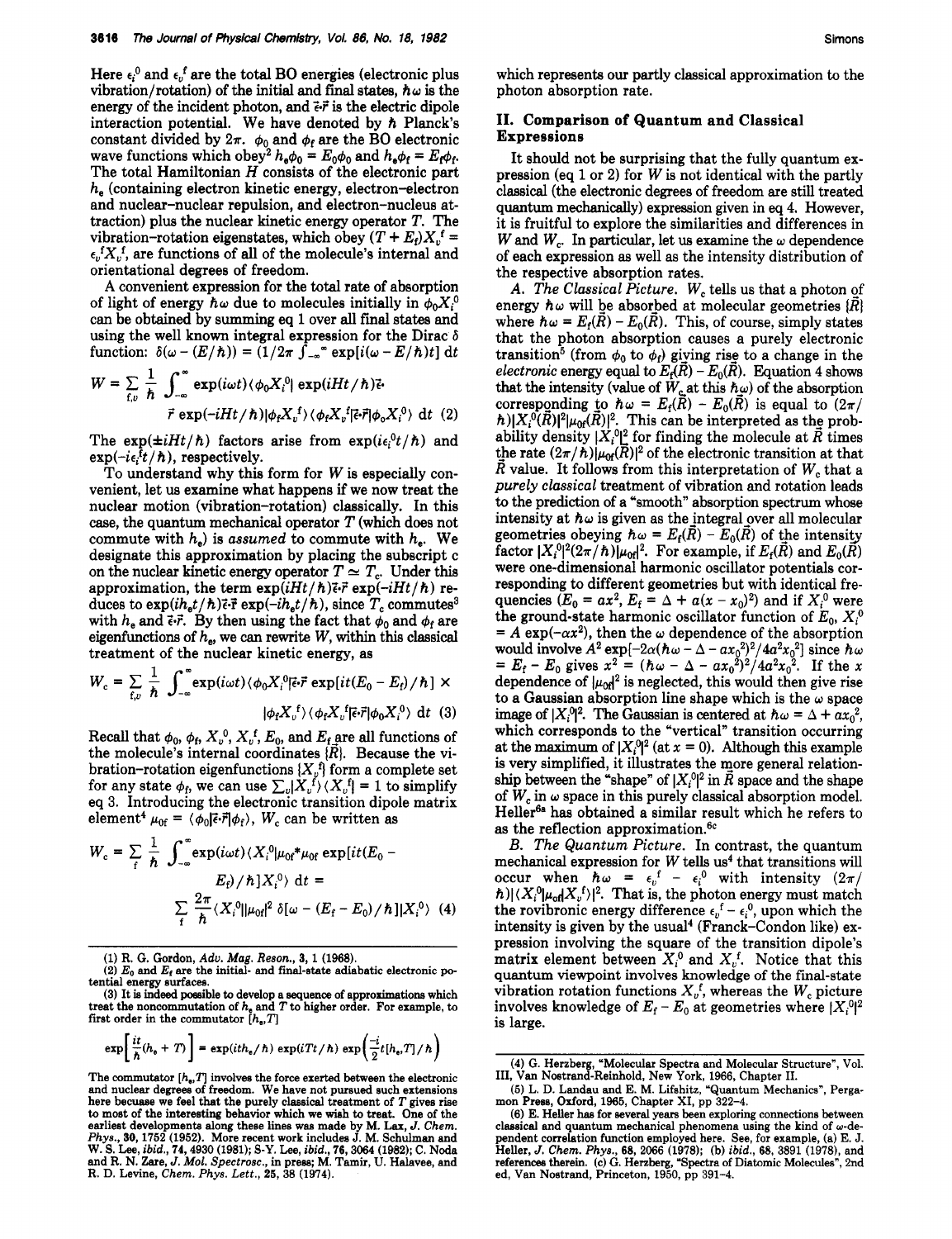Here $\epsilon_i^0$ and $\epsilon_v^f$ are the total BO energies (electronic plus vibration/rotation) of the initial and final states, $\hbar\omega$ is the energy of the incident photon, and $\vec{\epsilon}\cdot\vec{r}$ is the electric dipole interaction potential. We have denoted by $\hbar$ Planck's constant divided by $2\pi$. $\phi_0$ and $\phi_f$ are the BO electronic wave functions which obey[2] $h_e\phi_0 = E_0\phi_0$ and $h_e\phi_f = E_f\phi_f$. The total Hamiltonian $H$ consists of the electronic part $h_e$ (containing electron kinetic energy, electron–electron and nuclear–nuclear repulsion, and electron–nucleus attraction) plus the nuclear kinetic energy operator $T$. The vibration–rotation eigenstates, which obey $(T + E_f)X_v^f = \epsilon_v^f X_v^f$, are functions of all of the molecule's internal and orientational degrees of freedom.

A convenient expression for the total rate of absorption of light of energy $\hbar\omega$ due to molecules initially in $\phi_0 X_i^0$ can be obtained by summing eq 1 over all final states and using the well known integral expression for the Dirac $\delta$ function: $\delta(\omega - (E/\hbar)) = (1/2\pi \int_{-\infty}^{\infty} \exp[i(\omega - E/\hbar)t]\, dt$

$$W = \sum_{f,v} \frac{1}{\hbar} \int_{-\infty}^{\infty} \exp(i\omega t)\langle \phi_0 X_i^0 | \exp(iHt/\hbar)\vec{\epsilon}\cdot\vec{r} \exp(-iHt/\hbar)|\phi_f X_v^f\rangle\langle \phi_f X_v^f|\vec{\epsilon}\cdot\vec{r}|\phi_0 X_i^0\rangle\, dt \quad (2)$$

The $\exp(\pm iHt/\hbar)$ factors arise from $\exp(i\epsilon_i^0 t/\hbar)$ and $\exp(-i\epsilon_f t/\hbar)$, respectively.

To understand why this form for $W$ is especially convenient, let us examine what happens if we now treat the nuclear motion (vibration–rotation) classically. In this case, the quantum mechanical operator $T$ (which does not commute with $h_e$) is *assumed* to commute with $h_e$. We designate this approximation by placing the subscript c on the nuclear kinetic energy operator $T \simeq T_c$. Under this approximation, the term $\exp(iHt/\hbar)\vec{\epsilon}\cdot\vec{r}\exp(-iHt/\hbar)$ reduces to $\exp(ih_e t/\hbar)\vec{\epsilon}\cdot\vec{r}\exp(-ih_e t/\hbar)$, since $T_c$ commutes[3] with $h_e$ and $\vec{\epsilon}\cdot\vec{r}$. By then using the fact that $\phi_0$ and $\phi_f$ are eigenfunctions of $h_e$, we can rewrite $W$, within this classical treatment of the nuclear kinetic energy, as

$$W_c = \sum_{f,v} \frac{1}{\hbar} \int_{-\infty}^{\infty} \exp(i\omega t)\langle \phi_0 X_i^0 | \vec{\epsilon}\cdot\vec{r} \exp[it(E_0 - E_f)/\hbar] \times |\phi_f X_v^f\rangle\langle \phi_f X_v^f|\vec{\epsilon}\cdot\vec{r}|\phi_0 X_i^0\rangle\, dt \quad (3)$$

Recall that $\phi_0$, $\phi_f$, $X_v^0$, $X_v^f$, $E_0$, and $E_f$ are all functions of the molecule's internal coordinates $\{\vec{R}\}$. Because the vibration–rotation eigenfunctions $\{X_v^f\}$ form a complete set for any state $\phi_f$, we can use $\sum_v |X_v^f\rangle\langle X_v^f| = 1$ to simplify eq 3. Introducing the electronic transition dipole matrix element[4] $\mu_{0f} = \langle \phi_0|\vec{\epsilon}\cdot\vec{r}|\phi_f\rangle$, $W_c$ can be written as

$$W_c = \sum_f \frac{1}{\hbar} \int_{-\infty}^{\infty} \exp(i\omega t)\langle X_i^0|\mu_{0f}^*\mu_{0f} \exp[it(E_0 - E_f)/\hbar] X_i^0\rangle\, dt = \sum_f \frac{2\pi}{\hbar}\langle X_i^0||\mu_{0f}|^2\, \delta[\omega - (E_f - E_0)/\hbar]|X_i^0\rangle \quad (4)$$

which represents our partly classical approximation to the photon absorption rate.

## II. Comparison of Quantum and Classical Expressions

It should not be surprising that the fully quantum expression (eq 1 or 2) for $W$ is not identical with the partly classical (the electronic degrees of freedom are still treated quantum mechanically) expression given in eq 4. However, it is fruitful to explore the similarities and differences in $W$ and $W_c$. In particular, let us examine the $\omega$ dependence of each expression as well as the intensity distribution of the respective absorption rates.

*A. The Classical Picture.* $W_c$ tells us that a photon of energy $\hbar\omega$ will be absorbed at molecular geometries $\{\vec{R}\}$ where $\hbar\omega = E_f(\vec{R}) - E_0(\vec{R})$. This, of course, simply states that the photon absorption causes a purely electronic transition[5] (from $\phi_0$ to $\phi_f$) giving rise to a change in the *electronic* energy equal to $E_f(\vec{R}) - E_0(\vec{R})$. Equation 4 shows that the intensity (value of $W_c$ at this $\hbar\omega$) of the absorption corresponding to $\hbar\omega = E_f(\vec{R}) - E_0(\vec{R})$ is equal to $(2\pi/\hbar)|X_i^0(\vec{R})|^2|\mu_{0f}(\vec{R})|^2$. This can be interpreted as the probability density $|X_i^0|^2$ for finding the molecule at $\vec{R}$ times the rate $(2\pi/\hbar)|\mu_{0f}(\vec{R})|^2$ of the electronic transition at that $\vec{R}$ value. It follows from this interpretation of $W_c$ that a *purely classical* treatment of vibration and rotation leads to the prediction of a "smooth" absorption spectrum whose intensity at $\hbar\omega$ is given as the integral over all molecular geometries obeying $\hbar\omega = E_f(\vec{R}) - E_0(\vec{R})$ of the intensity factor $|X_i^0|^2(2\pi/\hbar)|\mu_{0f}|^2$. For example, if $E_f(\vec{R})$ and $E_0(\vec{R})$ were one-dimensional harmonic oscillator potentials corresponding to different geometries but with identical frequencies ($E_0 = ax^2$, $E_f = \Delta + a(x - x_0)^2$) and if $X_i^0$ were the ground-state harmonic oscillator function of $E_0$, $X_i^0 = A\exp(-\alpha x^2)$, then the $\omega$ dependence of the absorption would involve $A^2\exp[-2\alpha(\hbar\omega - \Delta - ax_0^2)^2/4a^2x_0^2]$ since $\hbar\omega = E_f - E_0$ gives $x^2 = (\hbar\omega - \Delta - ax_0^2)^2/4a^2x_0^2$. If the $x$ dependence of $|\mu_{0f}|^2$ is neglected, this would then give rise to a Gaussian absorption line shape which is the $\omega$ space image of $|X_i^0|^2$. The Gaussian is centered at $\hbar\omega = \Delta + ax_0^2$, which corresponds to the "vertical" transition occurring at the maximum of $|X_i^0|^2$ (at $x = 0$). Although this example is very simplified, it illustrates the more general relationship between the "shape" of $|X_i^0|^2$ in $\vec{R}$ space and the shape of $W_c$ in $\omega$ space in this purely classical absorption model. Heller[6a] has obtained a similar result which he refers to as the reflection approximation.[6c]

*B. The Quantum Picture.* In contrast, the quantum mechanical expression for $W$ tells us[4] that transitions will occur when $\hbar\omega = \epsilon_v^f - \epsilon_i^0$ with intensity $(2\pi/\hbar)|\langle X_i^0|\mu_{0f}|X_v^f\rangle|^2$. That is, the photon energy must match the rovibronic energy difference $\epsilon_v^f - \epsilon_i^0$, upon which the intensity is given by the usual[4] (Franck–Condon like) expression involving the square of the transition dipole's matrix element between $X_i^0$ and $X_v^f$. Notice that this quantum viewpoint involves knowledge of the final-state vibration rotation functions $X_v^f$, whereas the $W_c$ picture involves knowledge of $E_f - E_0$ at geometries where $|X_i^0|^2$ is large.

(1) R. G. Gordon, *Adv. Mag. Reson.*, **3**, 1 (1968).

(2) $E_0$ and $E_f$ are the initial- and final-state adiabatic electronic potential energy surfaces.

(3) It is indeed possible to develop a sequence of approximations which treat the noncommutation of $h_e$ and $T$ to higher order. For example, to first order in the commutator $[h_e,T]$

$$\exp\left[\frac{it}{\hbar}(h_e + T)\right] = \exp(ith_e/\hbar)\exp(iTt/\hbar)\exp\left(\frac{-i}{2}t[h_e,T]/\hbar\right)$$

The commutator $[h_e,T]$ involves the force exerted between the electronic and nuclear degrees of freedom. We have not pursued such extensions here becuase we feel that the purely classical treatment of $T$ gives rise to most of the interesting behavior which we wish to treat. One of the earliest developments along these lines was made by M. Lax, *J. Chem. Phys.*, **30**, 1752 (1952). More recent work includes J. M. Schulman and W. S. Lee, *ibid.*, **74**, 4930 (1981); S-Y. Lee, *ibid.*, **76**, 3064 (1982); C. Noda and R. N. Zare, *J. Mol. Spectrosc.*, in press; M. Tamir, U. Halavee, and R. D. Levine, *Chem. Phys. Lett.*, **25**, 38 (1974).

(4) G. Herzberg, "Molecular Spectra and Molecular Structure", Vol. III, Van Nostrand-Reinhold, New York, 1966, Chapter II.

(5) L. D. Landau and E. M. Lifshitz, "Quantum Mechanics", Pergamon Press, Oxford, 1965, Chapter XI, pp 322–4.

(6) E. Heller has for several years been exploring connections between classical and quantum mechanical phenomena using the kind of $\omega$-dependent correlation function employed here. See, for example, (a) E. J. Heller, *J. Chem. Phys.*, **68**, 2066 (1978); (b) *ibid.*, **68**, 3891 (1978), and references therein. (c) G. Herzberg, "Spectra of Diatomic Molecules", 2nd ed, Van Nostrand, Princeton, 1950, pp 391–4.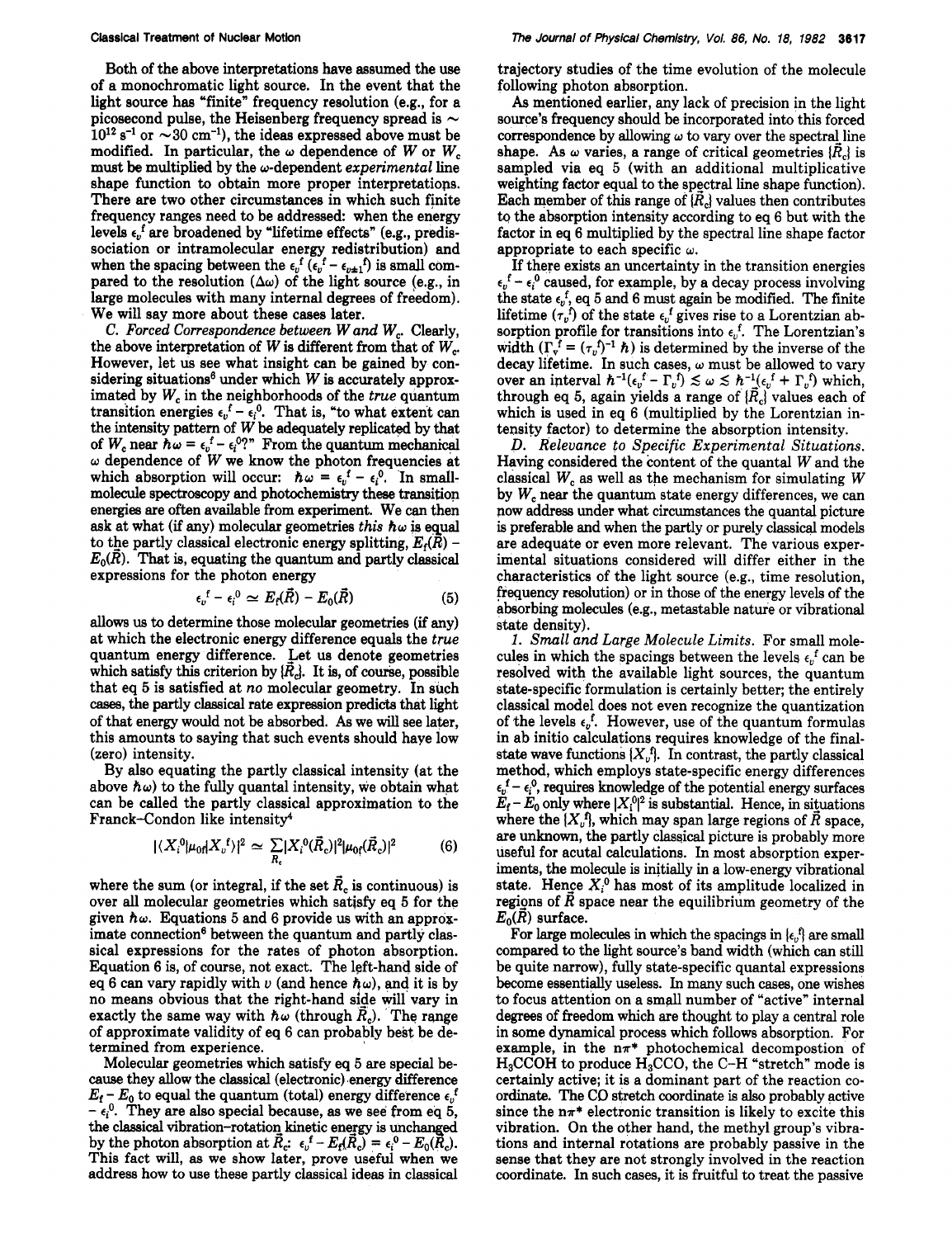Both of the above interpretations have assumed the use of a monochromatic light source. In the event that the light source has "finite" frequency resolution (e.g., for a picosecond pulse, the Heisenberg frequency spread is $\sim 10^{12}$ s$^{-1}$ or $\sim$30 cm$^{-1}$), the ideas expressed above must be modified. In particular, the $\omega$ dependence of $W$ or $W_c$ must be multiplied by the $\omega$-dependent *experimental* line shape function to obtain more proper interpretations. There are two other circumstances in which such finite frequency ranges need to be addressed: when the energy levels $\epsilon_v^f$ are broadened by "lifetime effects" (e.g., predissociation or intramolecular energy redistribution) and when the spacing between the $\epsilon_v^f$ ($\epsilon_v^f - \epsilon_{v\pm1}^f$) is small compared to the resolution ($\Delta\omega$) of the light source (e.g., in large molecules with many internal degrees of freedom). We will say more about these cases later.

*C. Forced Correspondence between $W$ and $W_c$.* Clearly, the above interpretation of $W$ is different from that of $W_c$. However, let us see what insight can be gained by considering situations[6] under which $W$ is accurately approximated by $W_c$ in the neighborhoods of the *true* quantum transition energies $\epsilon_v^f - \epsilon_i^0$. That is, "to what extent can the intensity pattern of $W$ be adequately replicated by that of $W_c$ near $\hbar\omega = \epsilon_v^f - \epsilon_i^0$?" From the quantum mechanical $\omega$ dependence of $W$ we know the photon frequencies at which absorption will occur: $\hbar\omega = \epsilon_v^f - \epsilon_i^0$. In small-molecule spectroscopy and photochemistry these transition energies are often available from experiment. We can then ask at what (if any) molecular geometries *this* $\hbar\omega$ is equal to the partly classical electronic energy splitting, $E_f(\vec{R}) - E_0(\vec{R})$. That is, equating the quantum and partly classical expressions for the photon energy

$$\epsilon_v^f - \epsilon_i^0 \simeq E_f(\vec{R}) - E_0(\vec{R}) \tag{5}$$

allows us to determine those molecular geometries (if any) at which the electronic energy difference equals the *true* quantum energy difference. Let us denote geometries which satisfy this criterion by $\{\vec{R}_c\}$. It is, of course, possible that eq 5 is satisfied at *no* molecular geometry. In such cases, the partly classical rate expression predicts that light of that energy would not be absorbed. As we will see later, this amounts to saying that such events should have low (zero) intensity.

By also equating the partly classical intensity (at the above $\hbar\omega$) to the fully quantal intensity, we obtain what can be called the partly classical approximation to the Franck–Condon like intensity[4]

$$|\langle X_i^0|\mu_{0f}|X_v^f\rangle|^2 \simeq \sum_{R_c} |X_i^0(\vec{R}_c)|^2 |\mu_{0f}(\vec{R}_c)|^2 \tag{6}$$

where the sum (or integral, if the set $\vec{R}_c$ is continuous) is over all molecular geometries which satisfy eq 5 for the given $\hbar\omega$. Equations 5 and 6 provide us with an approximate connection[6] between the quantum and partly classical expressions for the rates of photon absorption. Equation 6 is, of course, not exact. The left-hand side of eq 6 can vary rapidly with $v$ (and hence $\hbar\omega$), and it is by no means obvious that the right-hand side will vary in exactly the same way with $\hbar\omega$ (through $\vec{R}_c$). The range of approximate validity of eq 6 can probably best be determined from experience.

Molecular geometries which satisfy eq 5 are special because they allow the classical (electronic) energy difference $E_f - E_0$ to equal the quantum (total) energy difference $\epsilon_v^f - \epsilon_i^0$. They are also special because, as we see from eq 5, the classical vibration–rotation kinetic energy is unchanged by the photon absorption at $\vec{R}_c$: $\epsilon_v^f - E_f(\vec{R}_c) = \epsilon_i^0 - E_0(\vec{R}_c)$. This fact will, as we show later, prove useful when we address how to use these partly classical ideas in classical trajectory studies of the time evolution of the molecule following photon absorption.

As mentioned earlier, any lack of precision in the light source's frequency should be incorporated into this forced correspondence by allowing $\omega$ to vary over the spectral line shape. As $\omega$ varies, a range of critical geometries $\{\vec{R}_c\}$ is sampled via eq 5 (with an additional multiplicative weighting factor equal to the spectral line shape function). Each member of this range of $\{\vec{R}_c\}$ values then contributes to the absorption intensity according to eq 6 but with the factor in eq 6 multiplied by the spectral line shape factor appropriate to each specific $\omega$.

If there exists an uncertainty in the transition energies $\epsilon_v^f - \epsilon_i^0$ caused, for example, by a decay process involving the state $\epsilon_v^f$, eq 5 and 6 must again be modified. The finite lifetime ($\tau_v^f$) of the state $\epsilon_v^f$ gives rise to a Lorentzian absorption profile for transitions into $\epsilon_v^f$. The Lorentzian's width ($\Gamma_v^f = (\tau_v^f)^{-1}\hbar$) is determined by the inverse of the decay lifetime. In such cases, $\omega$ must be allowed to vary over an interval $\hbar^{-1}(\epsilon_v^f - \Gamma_v^f) \lesssim \omega \lesssim \hbar^{-1}(\epsilon_v^f + \Gamma_v^f)$ which, through eq 5, again yields a range of $\{\vec{R}_c\}$ values each of which is used in eq 6 (multiplied by the Lorentzian intensity factor) to determine the absorption intensity.

*D. Relevance to Specific Experimental Situations.* Having considered the content of the quantal $W$ and the classical $W_c$ as well as the mechanism for simulating $W$ by $W_c$ near the quantum state energy differences, we can now address under what circumstances the quantal picture is preferable and when the partly or purely classical models are adequate or even more relevant. The various experimental situations considered will differ either in the characteristics of the light source (e.g., time resolution, frequency resolution) or in those of the energy levels of the absorbing molecules (e.g., metastable nature or vibrational state density).

*1. Small and Large Molecule Limits.* For small molecules in which the spacings between the levels $\epsilon_v^f$ can be resolved with the available light sources, the quantum state-specific formulation is certainly better; the entirely classical model does not even recognize the quantization of the levels $\epsilon_v^f$. However, use of the quantum formulas in ab initio calculations requires knowledge of the final-state wave functions $\{X_v^f\}$. In contrast, the partly classical method, which employs state-specific energy differences $\epsilon_v^f - \epsilon_i^0$, requires knowledge of the potential energy surfaces $E_f - E_0$ only where $|X_i^0|^2$ is substantial. Hence, in situations where the $\{X_v^f\}$, which may span large regions of $\vec{R}$ space, are unknown, the partly classical picture is probably more useful for acutal calculations. In most absorption experiments, the molecule is initially in a low-energy vibrational state. Hence $X_i^0$ has most of its amplitude localized in regions of $\vec{R}$ space near the equilibrium geometry of the $E_0(\vec{R})$ surface.

For large molecules in which the spacings in $\{\epsilon_v^f\}$ are small compared to the light source's band width (which can still be quite narrow), fully state-specific quantal expressions become essentially useless. In many such cases, one wishes to focus attention on a small number of "active" internal degrees of freedom which are thought to play a central role in some dynamical process which follows absorption. For example, in the n$\pi^*$ photochemical decompostion of $H_3CCOH$ to produce $H_3CCO$, the C–H "stretch" mode is certainly active; it is a dominant part of the reaction coordinate. The CO stretch coordinate is also probably active since the n$\pi^*$ electronic transition is likely to excite this vibration. On the other hand, the methyl group's vibrations and internal rotations are probably passive in the sense that they are not strongly involved in the reaction coordinate. In such cases, it is fruitful to treat the passive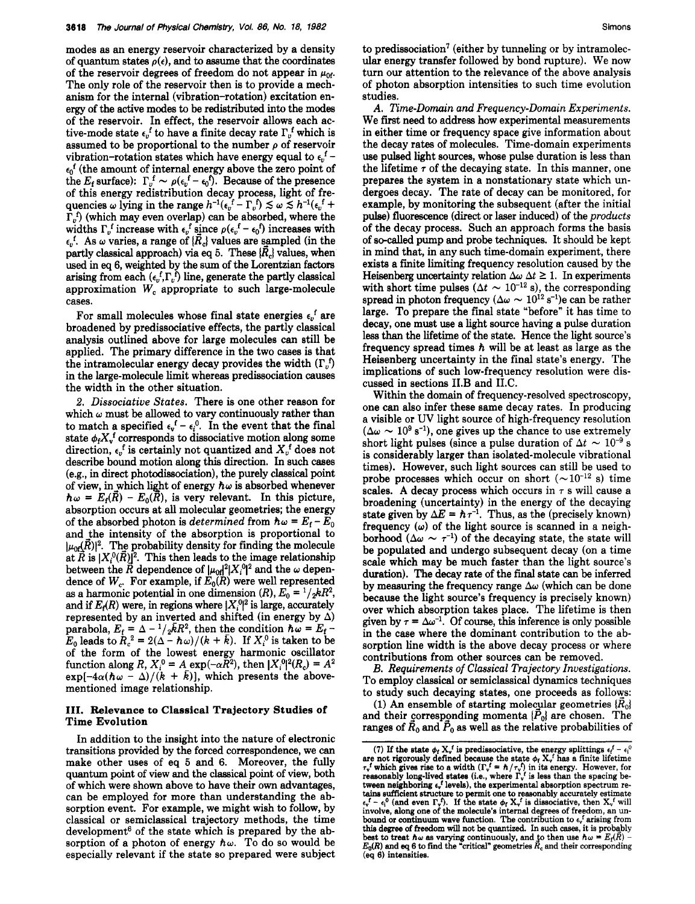modes as an energy reservoir characterized by a density of quantum states $\rho(\epsilon)$, and to assume that the coordinates of the reservoir degrees of freedom do not appear in $\mu_{0f}$. The only role of the reservoir then is to provide a mechanism for the internal (vibration–rotation) excitation energy of the active modes to be redistributed into the modes of the reservoir. In effect, the reservoir allows each active-mode state $\epsilon_v^f$ to have a finite decay rate $\Gamma_v^f$ which is assumed to be proportional to the number $\rho$ of reservoir vibration–rotation states which have energy equal to $\epsilon_v^f - \epsilon_0^f$ (the amount of internal energy above the zero point of the $E_f$ surface): $\Gamma_v^f \sim \rho(\epsilon_v^f - \epsilon_0^f)$. Because of the presence of this energy redistribution decay process, light of frequencies $\omega$ lying in the range $h^{-1}(\epsilon_v^f - \Gamma_v^f) \lesssim \omega \lesssim h^{-1}(\epsilon_v^f + \Gamma_v^f)$ (which may even overlap) can be absorbed, where the widths $\Gamma_v^f$ increase with $\epsilon_v^f$ since $\rho(\epsilon_v^f - \epsilon_0^f)$ increases with $\epsilon_v^f$. As $\omega$ varies, a range of $\{\vec{R}_c\}$ values are sampled (in the partly classical approach) via eq 5. These $\{\vec{R}_c\}$ values, when used in eq 6, weighted by the sum of the Lorentzian factors arising from each $(\epsilon_v^f, \Gamma_v^f)$ line, generate the partly classical approximation $W_c$ appropriate to such large-molecule cases.

For small molecules whose final state energies $\epsilon_v^f$ are broadened by predissociative effects, the partly classical analysis outlined above for large molecules can still be applied. The primary difference in the two cases is that the intramolecular energy decay provides the width $(\Gamma_v^f)$ in the large-molecule limit whereas predissociation causes the width in the other situation.

*2. Dissociative States.* There is one other reason for which $\omega$ must be allowed to vary continuously rather than to match a specified $\epsilon_v^f - \epsilon_i^0$. In the event that the final state $\phi_f X_v^f$ corresponds to dissociative motion along some direction, $\epsilon_v^f$ is certainly not quantized and $X_v^f$ does not describe bound motion along this direction. In such cases (e.g., in direct photodissociation), the purely classical point of view, in which light of energy $\hbar\omega$ is absorbed whenever $\hbar\omega = E_f(\vec{R}) - E_0(\vec{R})$, is very relevant. In this picture, absorption occurs at all molecular geometries; the energy of the absorbed photon is *determined* from $\hbar\omega = E_f - E_0$ and the intensity of the absorption is proportional to $|\mu_{0f}(\vec{R})|^2$. The probability density for finding the molecule at $\vec{R}$ is $|X_i^0(\vec{R})|^2$. This then leads to the image relationship between the $\vec{R}$ dependence of $|\mu_{0f}|^2|X_i^0|^2$ and the $\omega$ dependence of $W_c$. For example, if $E_0(R)$ were well represented as a harmonic potential in one dimension $(R)$, $E_0 = \frac{1}{2}kR^2$, and if $E_f(R)$ were, in regions where $|X_i^0|^2$ is large, accurately represented by an inverted and shifted (in energy by $\Delta$) parabola, $E_f = \Delta - \frac{1}{2}\bar{k}R^2$, then the condition $\hbar\omega = E_f - E_0$ leads to $R_c^2 = 2(\Delta - \hbar\omega)/(k + \bar{k})$. If $X_i^0$ is taken to be of the form of the lowest energy harmonic oscillator function along $R$, $X_i^0 = A\exp(-\alpha R^2)$, then $|X_i^0|^2(R_c) = A^2\exp[-4\alpha(\hbar\omega - \Delta)/(k + \bar{k})]$, which presents the above-mentioned image relationship.

## III. Relevance to Classical Trajectory Studies of Time Evolution

In addition to the insight into the nature of electronic transitions provided by the forced correspondence, we can make other uses of eq 5 and 6. Moreover, the fully quantum point of view and the classical point of view, both of which were shown above to have their own advantages, can be employed for more than understanding the absorption event. For example, we might wish to follow, by classical or semiclassical trajectory methods, the time development[6] of the state which is prepared by the absorption of a photon of energy $\hbar\omega$. To do so would be especially relevant if the state so prepared were subject to predissociation[7] (either by tunneling or by intramolecular energy transfer followed by bond rupture). We now turn our attention to the relevance of the above analysis of photon absorption intensities to such time evolution studies.

*A. Time-Domain and Frequency-Domain Experiments.* We first need to address how experimental measurements in either time or frequency space give information about the decay rates of molecules. Time-domain experiments use pulsed light sources, whose pulse duration is less than the lifetime $\tau$ of the decaying state. In this manner, one prepares the system in a nonstationary state which undergoes decay. The rate of decay can be monitored, for example, by monitoring the subsequent (after the initial pulse) fluorescence (direct or laser induced) of the *products* of the decay process. Such an approach forms the basis of so-called pump and probe techniques. It should be kept in mind that, in any such time-domain experiment, there exists a finite limiting frequency resolution caused by the Heisenberg uncertainty relation $\Delta\omega\,\Delta t \geq 1$. In experiments with short time pulses ($\Delta t \sim 10^{-12}$ s), the corresponding spread in photon frequency ($\Delta\omega \sim 10^{12}$ s$^{-1}$)e can be rather large. To prepare the final state "before" it has time to decay, one must use a light source having a pulse duration less than the lifetime of the state. Hence the light source's frequency spread times $\hbar$ will be at least as large as the Heisenberg uncertainty in the final state's energy. The implications of such low-frequency resolution were discussed in sections II.B and II.C.

Within the domain of frequency-resolved spectroscopy, one can also infer these same decay rates. In producing a visible or UV light source of high-frequency resolution ($\Delta\omega \sim 10^9$ s$^{-1}$), one gives up the chance to use extremely short light pulses (since a pulse duration of $\Delta t \sim 10^{-9}$ s is considerably larger than isolated-molecule vibrational times). However, such light sources can still be used to probe processes which occur on short ($\sim 10^{-12}$ s) time scales. A decay process which occurs in $\tau$ s will cause a broadening (uncertainty) in the energy of the decaying state given by $\Delta E = \hbar\tau^{-1}$. Thus, as the (precisely known) frequency ($\omega$) of the light source is scanned in a neighborhood ($\Delta\omega \sim \tau^{-1}$) of the decaying state, the state will be populated and undergo subsequent decay (on a time scale which may be much faster than the light source's duration). The decay rate of the final state can be inferred by measuring the frequency range $\Delta\omega$ (which can be done because the light source's frequency is precisely known) over which absorption takes place. The lifetime is then given by $\tau = \Delta\omega^{-1}$. Of course, this inference is only possible in the case where the dominant contribution to the absorption line width is the above decay process or where contributions from other sources can be removed.

*B. Requirements of Classical Trajectory Investigations.* To employ classical or semiclassical dynamics techniques to study such decaying states, one proceeds as follows:

(1) An ensemble of starting molecular geometries $\{\vec{R}_0\}$ and their corresponding momenta $\{\vec{P}_0\}$ are chosen. The ranges of $\vec{R}_0$ and $\vec{P}_0$ as well as the relative probabilities of

(7) If the state $\phi_f X_v^f$ is predissociative, the energy splittings $\epsilon_v^f - \epsilon_i^0$ are not rigorously defined because the state $\phi_f X_v^f$ has a finite lifetime $\tau_v^f$ which gives rise to a width $(\Gamma_v^f = \hbar/\tau_v^f)$ in its energy. However, for reasonably long-lived states (i.e., where $\Gamma_v^f$ is less than the spacing between neighboring $\epsilon_v^f$ levels), the experimental absorption spectrum retains sufficient structure to permit one to reasonably accurately estimate $\epsilon_v^f - \epsilon_i^0$ (and even $\Gamma_v^f$). If the state $\phi_f X_v^f$ is dissociative, then $X_v^f$ will involve, along one of the molecule's internal degrees of freedom, an unbound or continuum wave function. The contribution to $\epsilon_v^f$ arising from this degree of freedom will not be quantized. In such cases, it is probably best to treat $\hbar\omega$ as varying continuously, and to then use $\hbar\omega = E_f(\vec{R}) - E_0(\vec{R})$ and eq 6 to find the "critical" geometries $\vec{R}_c$ and their corresponding (eq 6) intensities.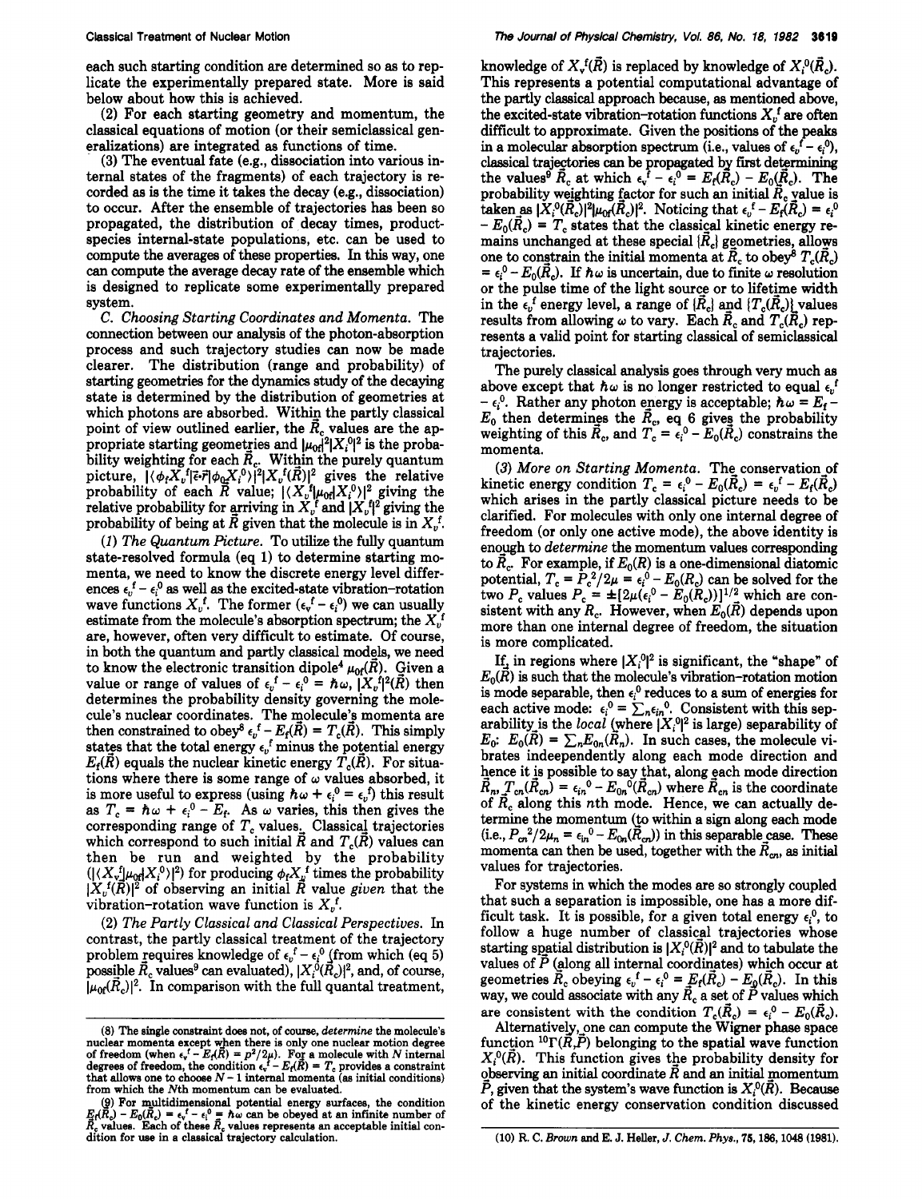each such starting condition are determined so as to replicate the experimentally prepared state. More is said below about how this is achieved.

(2) For each starting geometry and momentum, the classical equations of motion (or their semiclassical generalizations) are integrated as functions of time.

(3) The eventual fate (e.g., dissociation into various internal states of the fragments) of each trajectory is recorded as is the time it takes the decay (e.g., dissociation) to occur. After the ensemble of trajectories has been so propagated, the distribution of decay times, product-species internal-state populations, etc. can be used to compute the averages of these properties. In this way, one can compute the average decay rate of the ensemble which is designed to replicate some experimentally prepared system.

*C. Choosing Starting Coordinates and Momenta.* The connection between our analysis of the photon-absorption process and such trajectory studies can now be made clearer. The distribution (range and probability) of starting geometries for the dynamics study of the decaying state is determined by the distribution of geometries at which photons are absorbed. Within the partly classical point of view outlined earlier, the $\vec{R}_c$ values are the appropriate starting geometries and $|\mu_{0f}|^2|X_i^0|^2$ is the probability weighting for each $\vec{R}_c$. Within the purely quantum picture, $|\langle\phi_f X_v^f|\vec{\epsilon}\cdot\vec{r}|\phi_0 X_i^0\rangle|^2|X_v^f(\vec{R})|^2$ gives the relative probability of each $\vec{R}$ value; $|\langle X_v^f|\mu_{0f}|X_i^0\rangle|^2$ giving the relative probability for arriving in $X_v^f$ and $|X_v^f|^2$ giving the probability of being at $\vec{R}$ given that the molecule is in $X_v^f$.

(1) *The Quantum Picture.* To utilize the fully quantum state-resolved formula (eq 1) to determine starting momenta, we need to know the discrete energy level differences $\epsilon_v^f - \epsilon_i^0$ as well as the excited-state vibration-rotation wave functions $X_v^f$. The former ($\epsilon_v^f - \epsilon_i^0$) we can usually estimate from the molecule's absorption spectrum; the $X_v^f$ are, however, often very difficult to estimate. Of course, in both the quantum and partly classical models, we need to know the electronic transition dipole[4] $\mu_{0f}(\vec{R})$. Given a value or range of values of $\epsilon_v^f - \epsilon_i^0 = \hbar\omega$, $|X_v^f|^2(\vec{R})$ then determines the probability density governing the molecule's nuclear coordinates. The molecule's momenta are then constrained to obey[8] $\epsilon_v^f - E_f(\vec{R}) = T_c(\vec{R})$. This simply states that the total energy $\epsilon_v^f$ minus the potential energy $E_f(\vec{R})$ equals the nuclear kinetic energy $T_c(\vec{R})$. For situations where there is some range of $\omega$ values absorbed, it is more useful to express (using $\hbar\omega + \epsilon_i^0 = \epsilon_v^f$) this result as $T_c = \hbar\omega + \epsilon_i^0 - E_f$. As $\omega$ varies, this then gives the corresponding range of $T_c$ values. Classical trajectories which correspond to such initial $\vec{R}$ and $T_c(\vec{R})$ values can then be run and weighted by the probability $(|\langle X_v^f|\mu_{0f}|X_i^0\rangle|^2)$ for producing $\phi_f X_v^f$ times the probability $|X_v^f(\vec{R})|^2$ of observing an initial $\vec{R}$ value *given* that the vibration-rotation wave function is $X_v^f$.

(2) *The Partly Classical and Classical Perspectives.* In contrast, the partly classical treatment of the trajectory problem requires knowledge of $\epsilon_v^f - \epsilon_i^0$ (from which (eq 5) possible $\vec{R}_c$ values[9] can evaluated), $|X_i^0(\vec{R}_c)|^2$, and, of course, $|\mu_{0f}(\vec{R}_c)|^2$. In comparison with the full quantal treatment, knowledge of $X_v^f(\vec{R})$ is replaced by knowledge of $X_i^0(\vec{R}_c)$. This represents a potential computational advantage of the partly classical approach because, as mentioned above, the excited-state vibration-rotation functions $X_v^f$ are often difficult to approximate. Given the positions of the peaks in a molecular absorption spectrum (i.e., values of $\epsilon_v^f - \epsilon_i^0$), classical trajectories can be propagated by first determining the values[9] $\vec{R}_c$ at which $\epsilon_v^f - \epsilon_i^0 = E_f(\vec{R}_c) - E_0(\vec{R}_c)$. The probability weighting factor for such an initial $\vec{R}_c$ value is taken as $|X_i^0(\vec{R}_c)|^2|\mu_{0f}(\vec{R}_c)|^2$. Noticing that $\epsilon_v^f - E_f(\vec{R}_c) = \epsilon_i^0 - E_0(\vec{R}_c) = T_c$ states that the classical kinetic energy remains unchanged at these special $\{\vec{R}_c\}$ geometries, allows one to constrain the initial momenta at $\vec{R}_c$ to obey[8] $T_c(\vec{R}_c) = \epsilon_i^0 - E_0(\vec{R}_c)$. If $\hbar\omega$ is uncertain, due to finite $\omega$ resolution or the pulse time of the light source or to lifetime width in the $\epsilon_v^f$ energy level, a range of $\{\vec{R}_c\}$ and $\{T_c(\vec{R}_c)\}$ values results from allowing $\omega$ to vary. Each $\vec{R}_c$ and $T_c(\vec{R}_c)$ represents a valid point for starting classical of semiclassical trajectories.

The purely classical analysis goes through very much as above except that $\hbar\omega$ is no longer restricted to equal $\epsilon_v^f - \epsilon_i^0$. Rather any photon energy is acceptable; $\hbar\omega = E_f - E_0$ then determines the $\vec{R}_c$, eq 6 gives the probability weighting of this $\vec{R}_c$, and $T_c = \epsilon_i^0 - E_0(\vec{R}_c)$ constrains the momenta.

(3) *More on Starting Momenta.* The conservation of kinetic energy condition $T_c = \epsilon_i^0 - E_0(\vec{R}_c) = \epsilon_v^f - E_f(\vec{R}_c)$ which arises in the partly classical picture needs to be clarified. For molecules with only one internal degree of freedom (or only one active mode), the above identity is enough to *determine* the momentum values corresponding to $\vec{R}_c$. For example, if $E_0(R)$ is a one-dimensional diatomic potential, $T_c = P_c^2/2\mu = \epsilon_i^0 - E_0(R_c)$ can be solved for the two $P_c$ values $P_c = \pm[2\mu(\epsilon_i^0 - E_0(R_c))]^{1/2}$ which are consistent with any $R_c$. However, when $E_0(\vec{R})$ depends upon more than one internal degree of freedom, the situation is more complicated.

If, in regions where $|X_i^0|^2$ is significant, the "shape" of $E_0(\vec{R})$ is such that the molecule's vibration-rotation motion is mode separable, then $\epsilon_i^0$ reduces to a sum of energies for each active mode: $\epsilon_i^0 = \sum_n \epsilon_{in}^0$. Consistent with this separability is the *local* (where $|X_i^0|^2$ is large) separability of $E_0$: $E_0(\vec{R}) = \sum_n E_{0n}(\vec{R}_n)$. In such cases, the molecule vibrates independently along each mode direction and hence it is possible to say that, along each mode direction $\vec{R}_n$, $T_{cn}(\vec{R}_{cn}) = \epsilon_{in}^0 - E_{0n}^0(\vec{R}_{cn})$ where $\vec{R}_{cn}$ is the coordinate of $\vec{R}_c$ along this $n$th mode. Hence, we can actually determine the momentum (to within a sign along each mode (i.e., $P_{cn}^2/2\mu_n = \epsilon_{in}^0 - E_{0n}(\vec{R}_{cn})$) in this separable case. These momenta can then be used, together with the $\vec{R}_{cn}$, as initial values for trajectories.

For systems in which the modes are so strongly coupled that such a separation is impossible, one has a more difficult task. It is possible, for a given total energy $\epsilon_i^0$, to follow a huge number of classical trajectories whose starting spatial distribution is $|X_i^0(\vec{R})|^2$ and to tabulate the values of $\vec{P}$ (along all internal coordinates) which occur at geometries $\vec{R}_c$ obeying $\epsilon_v^f - \epsilon_i^0 = E_f(\vec{R}_c) - E_0(\vec{R}_c)$. In this way, we could associate with any $\vec{R}_c$ a set of $\vec{P}$ values which are consistent with the condition $T_c(\vec{R}_c) = \epsilon_i^0 - E_0(\vec{R}_c)$.

Alternatively, one can compute the Wigner phase space function [10] $\Gamma(\vec{R},\vec{P})$ belonging to the spatial wave function $X_i^0(\vec{R})$. This function gives the probability density for observing an initial coordinate $\vec{R}$ and an initial momentum $\vec{P}$, given that the system's wave function is $X_i^0(\vec{R})$. Because of the kinetic energy conservation condition discussed

---

(8) The single constraint does not, of course, *determine* the molecule's nuclear momenta except when there is only one nuclear motion degree of freedom (when $\epsilon_v^f - E_f(\vec{R}) = p^2/2\mu$). For a molecule with $N$ internal degrees of freedom, the condition $\epsilon_v^f - E_f(\vec{R}) = T_c$ provides a constraint that allows one to choose $N - 1$ internal momenta (as initial conditions) from which the $N$th momentum can be evaluated.

(9) For multidimensional potential energy surfaces, the condition $E_f(\vec{R}_c) - E_0(\vec{R}_c) = \epsilon_v^f - \epsilon_i^0 = \hbar\omega$ can be obeyed at an infinite number of $\vec{R}_c$ values. Each of these $\vec{R}_c$ values represents an acceptable initial condition for use in a classical trajectory calculation.

(10) R. C. Brown and E. J. Heller, *J. Chem. Phys.*, **75**, 186, 1048 (1981).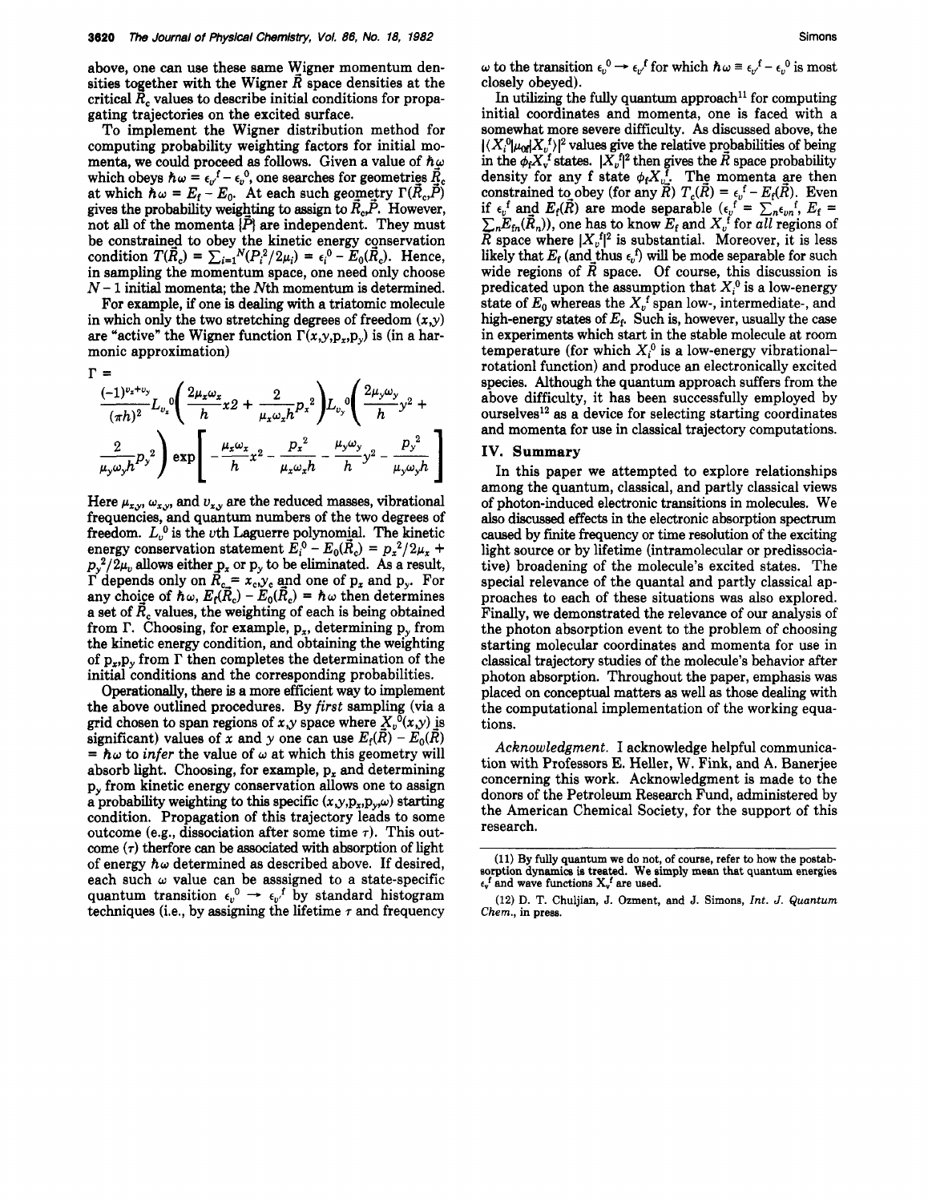above, one can use these same Wigner momentum densities together with the Wigner $\vec{R}$ space densities at the critical $\vec{R}_c$ values to describe initial conditions for propagating trajectories on the excited surface.

To implement the Wigner distribution method for computing probability weighting factors for initial momenta, we could proceed as follows. Given a value of $\hbar\omega$ which obeys $\hbar\omega = \epsilon_v{}^f - \epsilon_v{}^0$, one searches for geometries $\vec{R}_c$ at which $\hbar\omega = E_f - E_0$. At each such geometry $\Gamma(\vec{R}_c,\vec{P})$ gives the probability weighting to assign to $\vec{R}_c,\vec{P}$. However, not all of the momenta $\{\vec{P}\}$ are independent. They must be constrained to obey the kinetic energy conservation condition $T(\vec{R}_c) = \sum_{i=1}{}^N(P_i{}^2/2\mu_i) = \epsilon_i{}^0 - E_0(\vec{R}_c)$. Hence, in sampling the momentum space, one need only choose $N - 1$ initial momenta; the $N$th momentum is determined.

For example, if one is dealing with a triatomic molecule in which only the two stretching degrees of freedom $(x,y)$ are "active" the Wigner function $\Gamma(x,y,p_x,p_y)$ is (in a harmonic approximation)

$$\Gamma = \frac{(-1)^{v_x+v_y}}{(\pi h)^2} L_{v_x}{}^0\left(\frac{2\mu_x\omega_x}{h}x2 + \frac{2}{\mu_x\omega_x h}p_x{}^2\right) L_{v_y}{}^0\left(\frac{2\mu_y\omega_y}{h}y^2 + \frac{2}{\mu_y\omega_y h}p_y{}^2\right) \exp\left[-\frac{\mu_x\omega_x}{h}x^2 - \frac{p_x{}^2}{\mu_x\omega_x h} - \frac{\mu_y\omega_y}{h}y^2 - \frac{p_y{}^2}{\mu_y\omega_y h}\right]$$

Here $\mu_{x,y}$, $\omega_{x,y}$, and $v_{x,y}$ are the reduced masses, vibrational frequencies, and quantum numbers of the two degrees of freedom. $L_v{}^0$ is the $v$th Laguerre polynomial. The kinetic energy conservation statement $E_i{}^0 - E_0(\vec{R}_c) = p_x{}^2/2\mu_x + p_y{}^2/2\mu_v$ allows either $p_x$ or $p_y$ to be eliminated. As a result, $\Gamma$ depends only on $\vec{R}_c = x_c,y_c$ and one of $p_x$ and $p_y$. For any choice of $\hbar\omega$, $E_f(\vec{R}_c) - E_0(\vec{R}_c) = \hbar\omega$ then determines a set of $\vec{R}_c$ values, the weighting of each is being obtained from $\Gamma$. Choosing, for example, $p_x$, determining $p_y$ from the kinetic energy condition, and obtaining the weighting of $p_x,p_y$ from $\Gamma$ then completes the determination of the initial conditions and the corresponding probabilities.

Operationally, there is a more efficient way to implement the above outlined procedures. By *first* sampling (via a grid chosen to span regions of $x,y$ space where $X_v{}^0(x,y)$ is significant) values of $x$ and $y$ one can use $E_f(\vec{R}) - E_0(\vec{R}) = \hbar\omega$ to *infer* the value of $\omega$ at which this geometry will absorb light. Choosing, for example, $p_x$ and determining $p_y$ from kinetic energy conservation allows one to assign a probability weighting to this specific $(x,y,p_x,p_y,\omega)$ starting condition. Propagation of this trajectory leads to some outcome (e.g., dissociation after some time $\tau$). This outcome ($\tau$) therfore can be associated with absorption of light of energy $\hbar\omega$ determined as described above. If desired, each such $\omega$ value can be asssigned to a state-specific quantum transition $\epsilon_v{}^0 \rightarrow \epsilon_{v'}{}^f$ by standard histogram techniques (i.e., by assigning the lifetime $\tau$ and frequency $\omega$ to the transition $\epsilon_v{}^0 \rightarrow \epsilon_{v'}{}^f$ for which $\hbar\omega \equiv \epsilon_{v'}{}^f - \epsilon_v{}^0$ is most closely obeyed).

In utilizing the fully quantum approach[11] for computing initial coordinates and momenta, one is faced with a somewhat more severe difficulty. As discussed above, the $|\langle X_i{}^0|\mu_{0f}|X_v{}^f\rangle|^2$ values give the relative probabilities of being in the $\phi_f X_v{}^f$ states. $|X_v{}^f|^2$ then gives the $\vec{R}$ space probability density for any f state $\phi_f X_v{}^f$. The momenta are then constrained to obey (for any $\vec{R}$) $T_c(\vec{R}) = \epsilon_v{}^f - E_f(\vec{R})$. Even if $\epsilon_v{}^f$ and $E_f(\vec{R})$ are mode separable ($\epsilon_v{}^f = \sum_n \epsilon_{vn}{}^f$, $E_f = \sum_n E_{fn}(\vec{R}_n)$), one has to know $E_f$ and $X_v{}^f$ for *all* regions of $\vec{R}$ space where $|X_v{}^f|^2$ is substantial. Moreover, it is less likely that $E_f$ (and thus $\epsilon_v{}^f$) will be mode separable for such wide regions of $\vec{R}$ space. Of course, this discussion is predicated upon the assumption that $X_i{}^0$ is a low-energy state of $E_0$ whereas the $X_v{}^f$ span low-, intermediate-, and high-energy states of $E_f$. Such is, however, usually the case in experiments which start in the stable molecule at room temperature (for which $X_i{}^0$ is a low-energy vibrational–rotationl function) and produce an electronically excited species. Although the quantum approach suffers from the above difficulty, it has been successfully employed by ourselves[12] as a device for selecting starting coordinates and momenta for use in classical trajectory computations.

## IV. Summary

In this paper we attempted to explore relationships among the quantum, classical, and partly classical views of photon-induced electronic transitions in molecules. We also discussed effects in the electronic absorption spectrum caused by finite frequency or time resolution of the exciting light source or by lifetime (intramolecular or predissociative) broadening of the molecule's excited states. The special relevance of the quantal and partly classical approaches to each of these situations was also explored. Finally, we demonstrated the relevance of our analysis of the photon absorption event to the problem of choosing starting molecular coordinates and momenta for use in classical trajectory studies of the molecule's behavior after photon absorption. Throughout the paper, emphasis was placed on conceptual matters as well as those dealing with the computational implementation of the working equations.

*Acknowledgment.* I acknowledge helpful communication with Professors E. Heller, W. Fink, and A. Banerjee concerning this work. Acknowledgment is made to the donors of the Petroleum Research Fund, administered by the American Chemical Society, for the support of this research.

(11) By fully quantum we do not, of course, refer to how the postabsorption dynamics is treated. We simply mean that quantum energies $\epsilon_v{}^f$ and wave functions $X_v{}^f$ are used.

(12) D. T. Chuljian, J. Ozment, and J. Simons, *Int. J. Quantum Chem.*, in press.